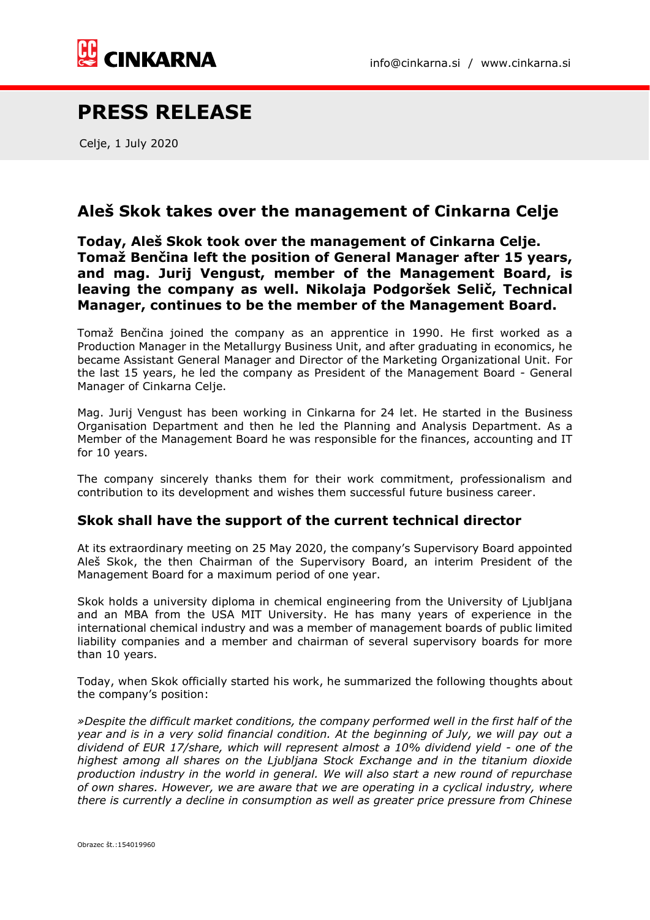# PRESS RELEASE

Celje, 1 July 2020

## Aleš Skok takes over the management of Cinkarna Celje

**Today, Aleš Skok took over the management of Cinkarna Celje. Tomaž Benčina left the position of General Manager after 15 years, and mag. Jurij Vengust, member of the Management Board, is leaving the company as well. Nikolaja Podgoršek Selič, Technical Manager, continues to be the member of the Management Board.**

Tomaž Benčina joined the company as an apprentice in 1990. He first worked as a Production Manager in the Metallurgy Business Unit, and after graduating in economics, he became Assistant General Manager and Director of the Marketing Organizational Unit. For the last 15 years, he led the company as President of the Management Board - General Manager of Cinkarna Celje.

Mag. Jurij Vengust has been working in Cinkarna for 24 let. He started in the Business Organisation Department and then he led the Planning and Analysis Department. As a Member of the Management Board he was responsible for the finances, accounting and IT for 10 years.

The company sincerely thanks them for their work commitment, professionalism and contribution to its development and wishes them successful future business career.

### Skok shall have the support of the current technical director

At its extraordinary meeting on 25 May 2020, the company's Supervisory Board appointed Aleš Skok, the then Chairman of the Supervisory Board, an interim President of the Management Board for a maximum period of one year.

Skok holds a university diploma in chemical engineering from the University of Ljubljana and an MBA from the USA MIT University. He has many years of experience in the international chemical industry and was a member of management boards of public limited liability companies and a member and chairman of several supervisory boards for more than 10 years.

Today, when Skok officially started his work, he summarized the following thoughts about the company's position:

*»Despite the difficult market conditions, the company performed well in the first half of the year and is in a very solid financial condition. At the beginning of July, we will pay out a dividend of EUR 17/share, which will represent almost a 10% dividend yield - one of the highest among all shares on the Ljubljana Stock Exchange and in the titanium dioxide production industry in the world in general. We will also start a new round of repurchase of own shares. However, we are aware that we are operating in a cyclical industry, where there is currently a decline in consumption as well as greater price pressure from Chinese*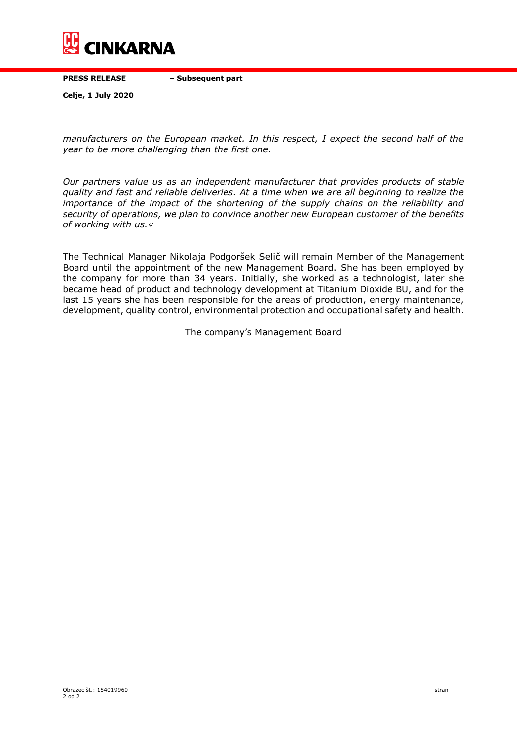**PRESS RELEASE – Subsequent part**

**Celje, 1 July 2020**

*manufacturers on the European market. In this respect, I expect the second half of the year to be more challenging than the first one.*

*Our partners value us as an independent manufacturer that provides products of stable quality and fast and reliable deliveries. At a time when we are all beginning to realize the importance of the impact of the shortening of the supply chains on the reliability and security of operations, we plan to convince another new European customer of the benefits of working with us.«*

The Technical Manager Nikolaja Podgoršek Selič will remain Member of the Management Board until the appointment of the new Management Board. She has been employed by the company for more than 34 years. Initially, she worked as a technologist, later she became head of product and technology development at Titanium Dioxide BU, and for the last 15 years she has been responsible for the areas of production, energy maintenance, development, quality control, environmental protection and occupational safety and health.

The company's Management Board